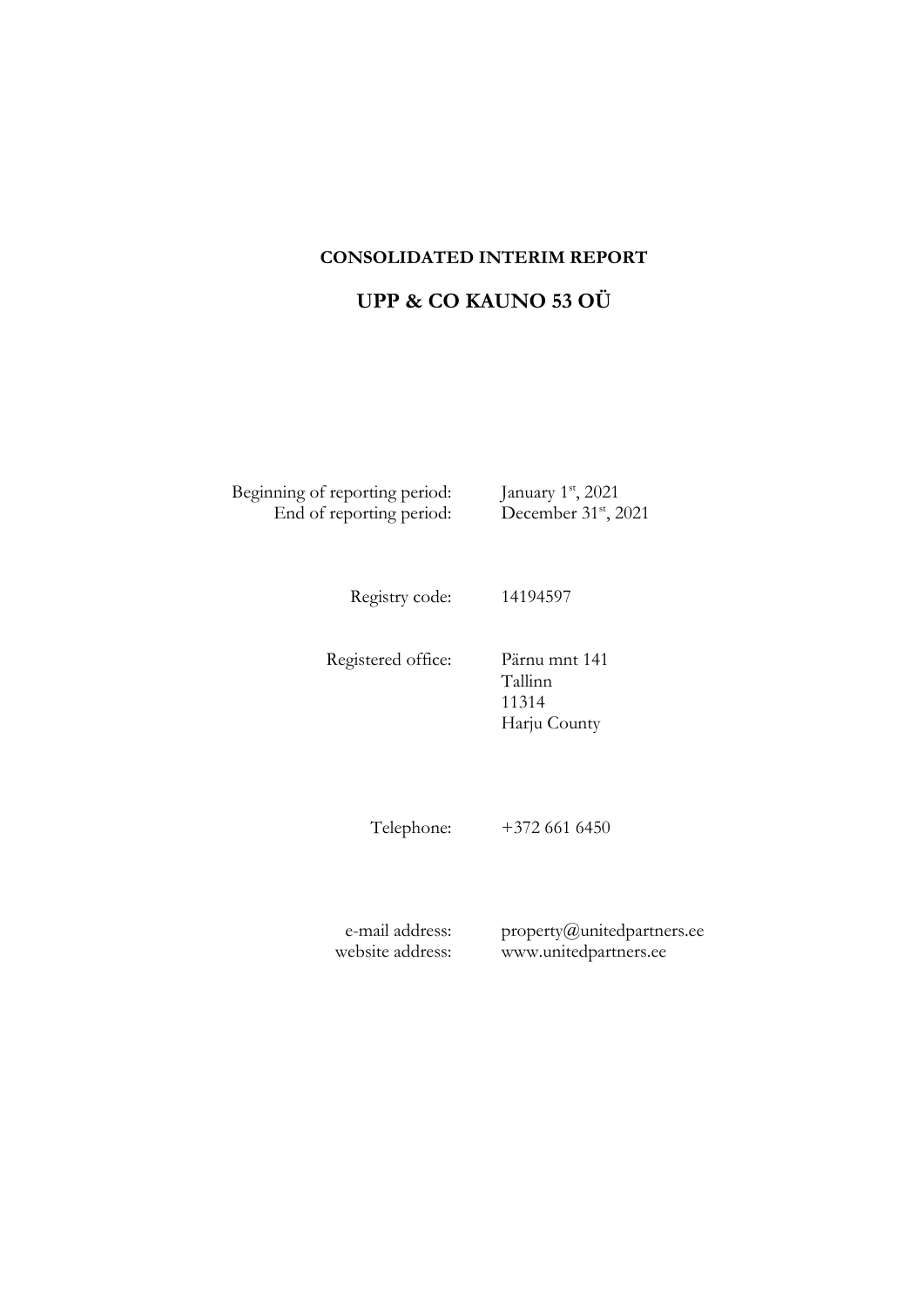**CONSOLIDATED INTERIM REPORT**

# UPP & CO KAUNO 53 OÜ

| | |
|---|---|
| Beginning of reporting period: | January 1st, 2021 |
| End of reporting period: | December 31st, 2021 |
| | |
| Registry code: | 14194597 |
| | |
| Registered office: | Pärnu mnt 141<br>Tallinn<br>11314<br>Harju County |
| | |
| Telephone: | +372 661 6450 |
| | |
| e-mail address: | property@unitedpartners.ee |
| website address: | www.unitedpartners.ee |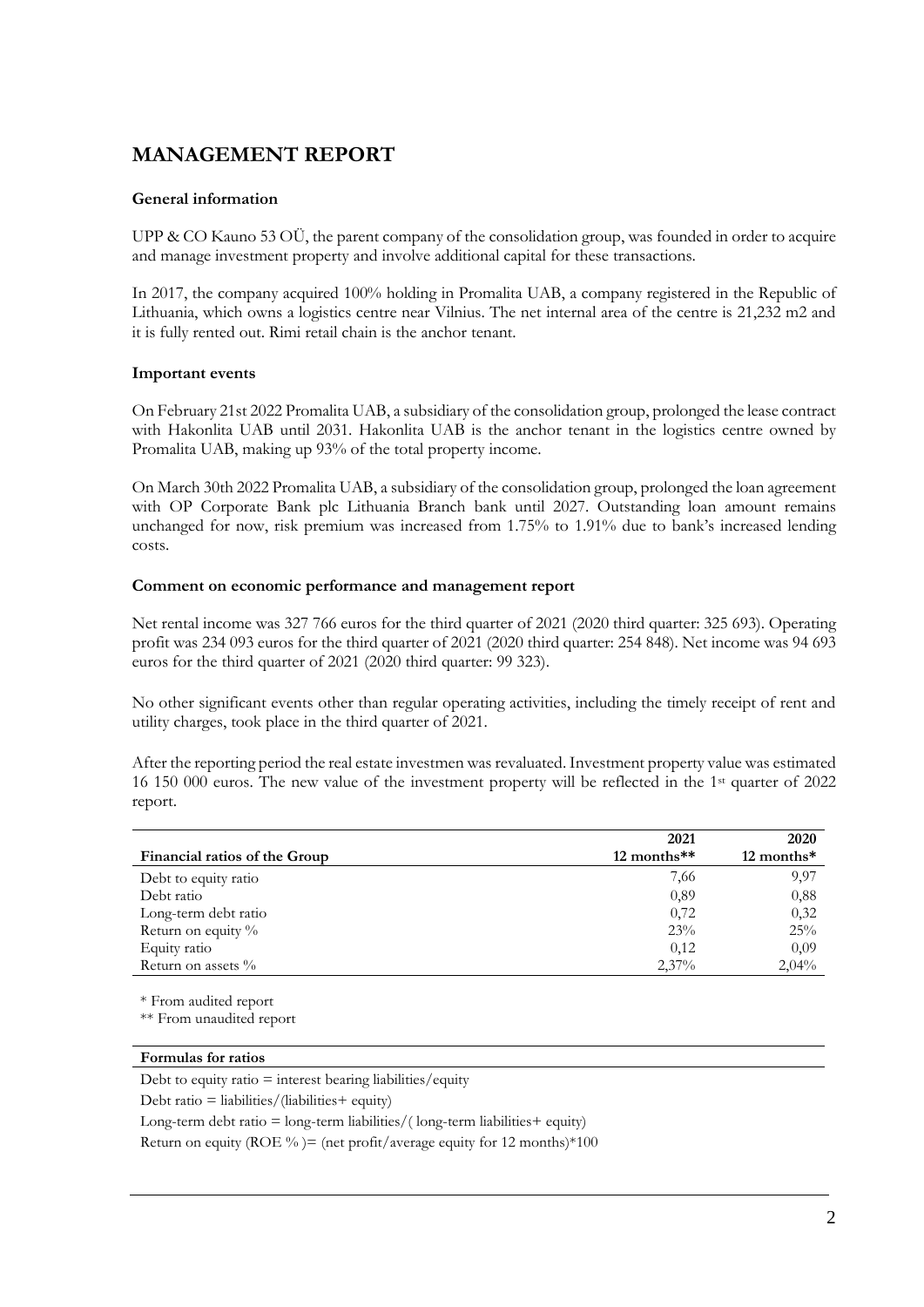# MANAGEMENT REPORT

### General information

UPP & CO Kauno 53 OÜ, the parent company of the consolidation group, was founded in order to acquire and manage investment property and involve additional capital for these transactions.

In 2017, the company acquired 100% holding in Promalita UAB, a company registered in the Republic of Lithuania, which owns a logistics centre near Vilnius. The net internal area of the centre is 21,232 m2 and it is fully rented out. Rimi retail chain is the anchor tenant.

### Important events

On February 21st 2022 Promalita UAB, a subsidiary of the consolidation group, prolonged the lease contract with Hakonlita UAB until 2031. Hakonlita UAB is the anchor tenant in the logistics centre owned by Promalita UAB, making up 93% of the total property income.

On March 30th 2022 Promalita UAB, a subsidiary of the consolidation group, prolonged the loan agreement with OP Corporate Bank plc Lithuania Branch bank until 2027. Outstanding loan amount remains unchanged for now, risk premium was increased from 1.75% to 1.91% due to bank's increased lending costs.

### Comment on economic performance and management report

Net rental income was 327 766 euros for the third quarter of 2021 (2020 third quarter: 325 693). Operating profit was 234 093 euros for the third quarter of 2021 (2020 third quarter: 254 848). Net income was 94 693 euros for the third quarter of 2021 (2020 third quarter: 99 323).

No other significant events other than regular operating activities, including the timely receipt of rent and utility charges, took place in the third quarter of 2021.

After the reporting period the real estate investmen was revaluated. Investment property value was estimated 16 150 000 euros. The new value of the investment property will be reflected in the 1st quarter of 2022 report.

| Financial ratios of the Group | 2021<br>12 months** | 2020<br>12 months* |
|---|---|---|
| Debt to equity ratio | 7,66 | 9,97 |
| Debt ratio | 0,89 | 0,88 |
| Long-term debt ratio | 0,72 | 0,32 |
| Return on equity % | 23% | 25% |
| Equity ratio | 0,12 | 0,09 |
| Return on assets % | 2,37% | 2,04% |

* From audited report

** From unaudited report

**Formulas for ratios**

Debt to equity ratio = interest bearing liabilities/equity

Debt ratio = liabilities/(liabilities+ equity)

Long-term debt ratio = long-term liabilities/( long-term liabilities+ equity)

Return on equity (ROE % )= (net profit/average equity for 12 months)*100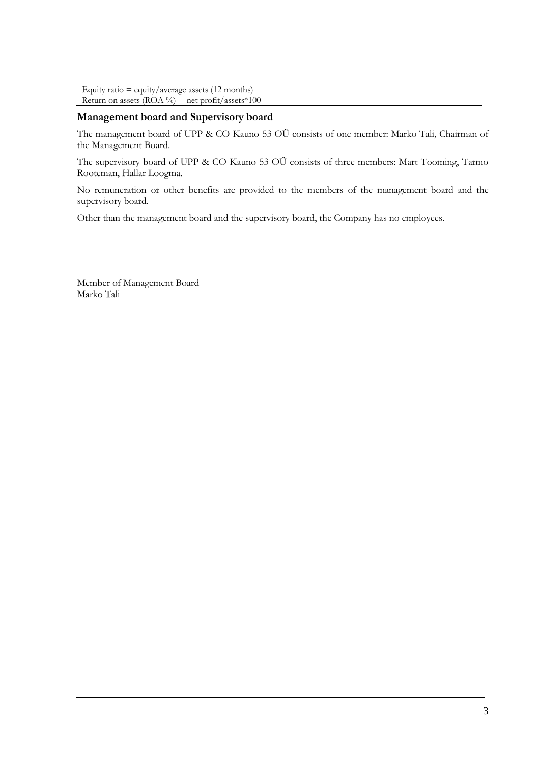Equity ratio = equity/average assets (12 months)
Return on assets (ROA %) = net profit/assets*100

## Management board and Supervisory board

The management board of UPP & CO Kauno 53 OÜ consists of one member: Marko Tali, Chairman of the Management Board.

The supervisory board of UPP & CO Kauno 53 OÜ consists of three members: Mart Tooming, Tarmo Rooteman, Hallar Loogma.

No remuneration or other benefits are provided to the members of the management board and the supervisory board.

Other than the management board and the supervisory board, the Company has no employees.

Member of Management Board
Marko Tali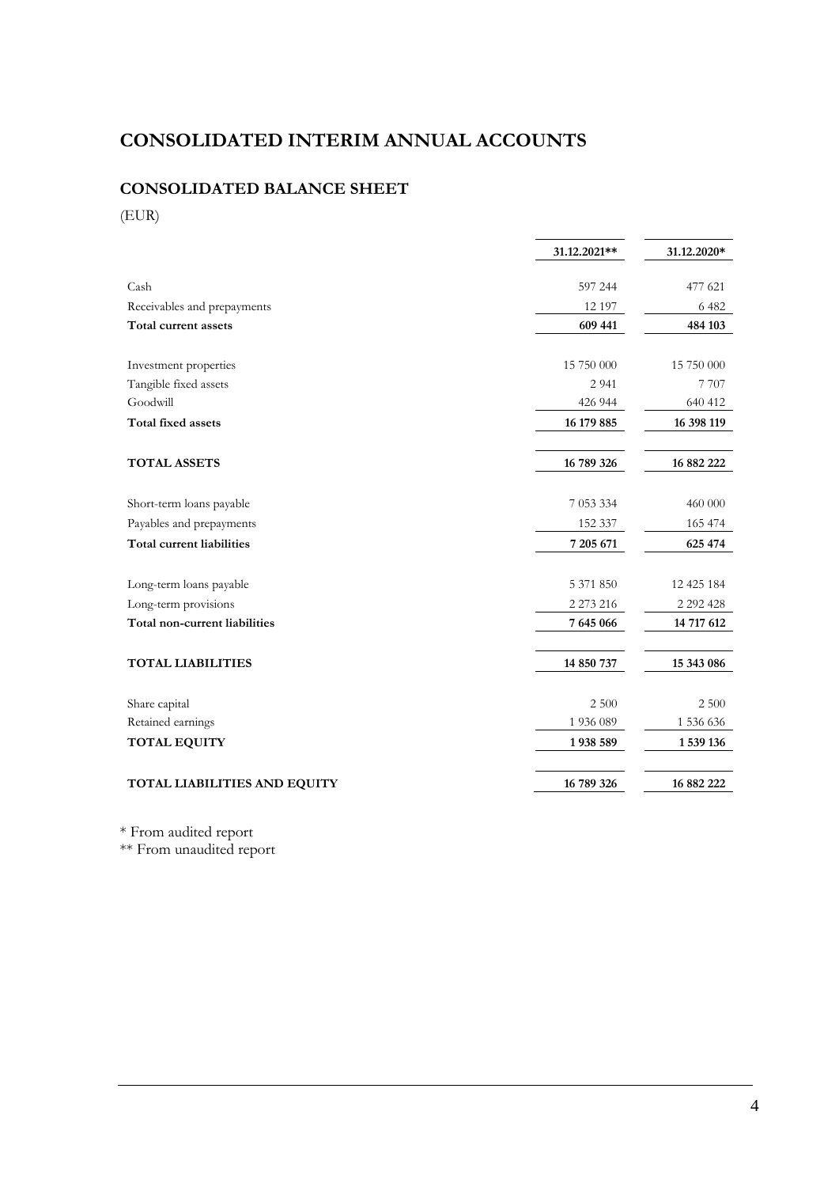# CONSOLIDATED INTERIM ANNUAL ACCOUNTS

## CONSOLIDATED BALANCE SHEET

(EUR)

| | 31.12.2021** | 31.12.2020* |
|---|---|---|
| Cash | 597 244 | 477 621 |
| Receivables and prepayments | 12 197 | 6 482 |
| **Total current assets** | **609 441** | **484 103** |
| Investment properties | 15 750 000 | 15 750 000 |
| Tangible fixed assets | 2 941 | 7 707 |
| Goodwill | 426 944 | 640 412 |
| **Total fixed assets** | **16 179 885** | **16 398 119** |
| **TOTAL ASSETS** | **16 789 326** | **16 882 222** |
| Short-term loans payable | 7 053 334 | 460 000 |
| Payables and prepayments | 152 337 | 165 474 |
| **Total current liabilities** | **7 205 671** | **625 474** |
| Long-term loans payable | 5 371 850 | 12 425 184 |
| Long-term provisions | 2 273 216 | 2 292 428 |
| **Total non-current liabilities** | **7 645 066** | **14 717 612** |
| **TOTAL LIABILITIES** | **14 850 737** | **15 343 086** |
| Share capital | 2 500 | 2 500 |
| Retained earnings | 1 936 089 | 1 536 636 |
| **TOTAL EQUITY** | **1 938 589** | **1 539 136** |
| **TOTAL LIABILITIES AND EQUITY** | **16 789 326** | **16 882 222** |

* From audited report

** From unaudited report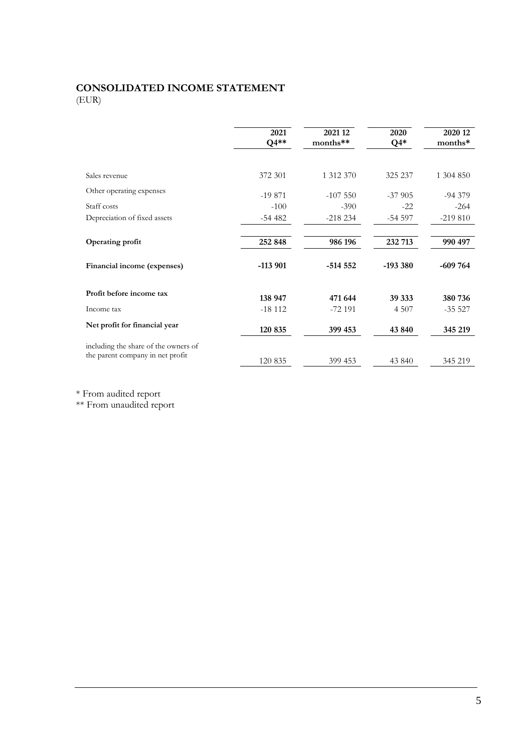# CONSOLIDATED INCOME STATEMENT

(EUR)

| | 2021 Q4** | 2021 12 months** | 2020 Q4* | 2020 12 months* |
|---|---|---|---|---|
| Sales revenue | 372 301 | 1 312 370 | 325 237 | 1 304 850 |
| Other operating expenses | -19 871 | -107 550 | -37 905 | -94 379 |
| Staff costs | -100 | -390 | -22 | -264 |
| Depreciation of fixed assets | -54 482 | -218 234 | -54 597 | -219 810 |
| **Operating profit** | **252 848** | **986 196** | **232 713** | **990 497** |
| **Financial income (expenses)** | **-113 901** | **-514 552** | **-193 380** | **-609 764** |
| **Profit before income tax** | **138 947** | **471 644** | **39 333** | **380 736** |
| Income tax | -18 112 | -72 191 | 4 507 | -35 527 |
| **Net profit for financial year** | **120 835** | **399 453** | **43 840** | **345 219** |
| including the share of the owners of the parent company in net profit | 120 835 | 399 453 | 43 840 | 345 219 |

* From audited report

** From unaudited report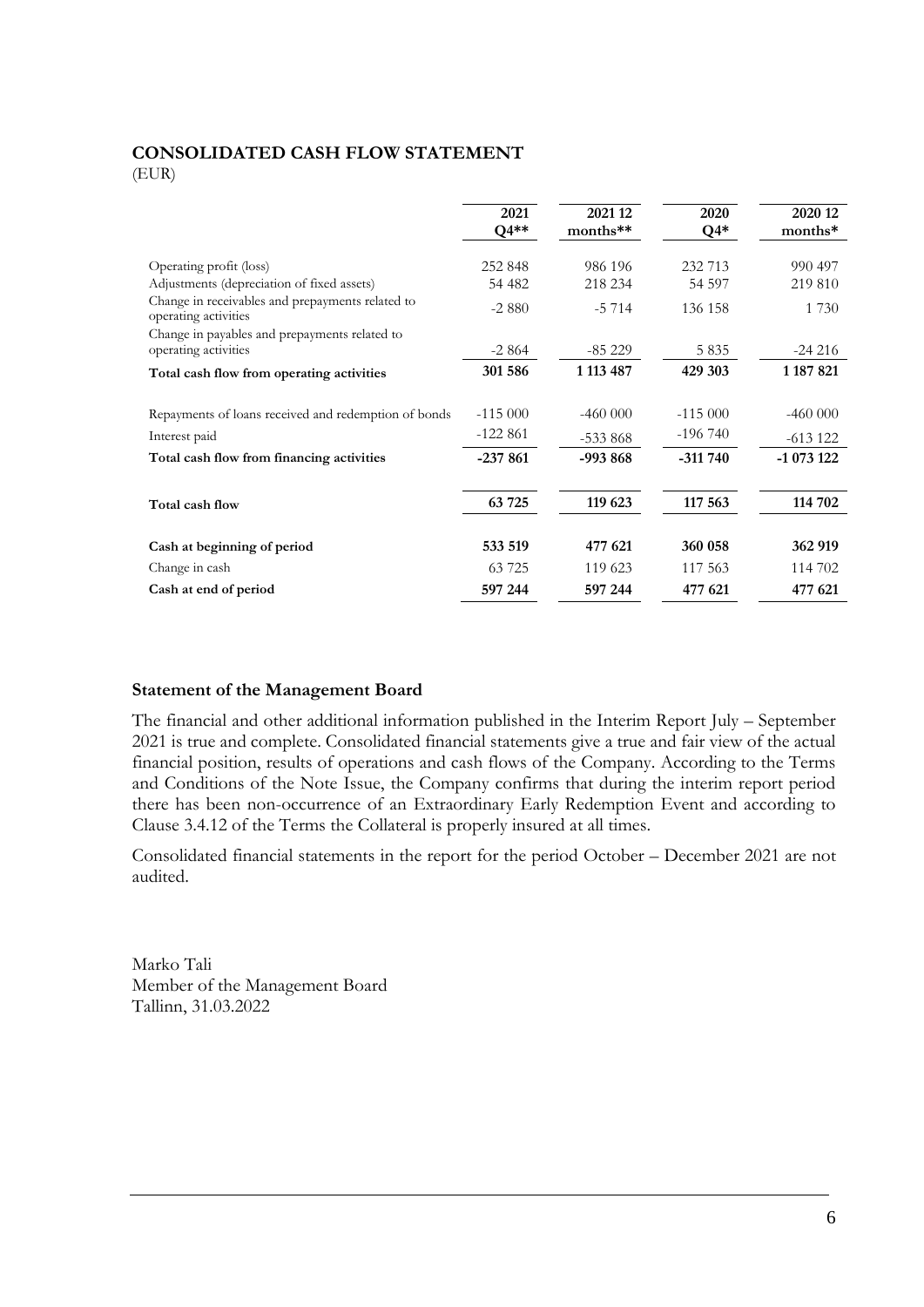## CONSOLIDATED CASH FLOW STATEMENT

(EUR)

| | 2021 Q4** | 2021 12 months** | 2020 Q4* | 2020 12 months* |
|---|---|---|---|---|
| Operating profit (loss) | 252 848 | 986 196 | 232 713 | 990 497 |
| Adjustments (depreciation of fixed assets) | 54 482 | 218 234 | 54 597 | 219 810 |
| Change in receivables and prepayments related to operating activities | -2 880 | -5 714 | 136 158 | 1 730 |
| Change in payables and prepayments related to operating activities | -2 864 | -85 229 | 5 835 | -24 216 |
| **Total cash flow from operating activities** | **301 586** | **1 113 487** | **429 303** | **1 187 821** |
| Repayments of loans received and redemption of bonds | -115 000 | -460 000 | -115 000 | -460 000 |
| Interest paid | -122 861 | -533 868 | -196 740 | -613 122 |
| **Total cash flow from financing activities** | **-237 861** | **-993 868** | **-311 740** | **-1 073 122** |
| **Total cash flow** | **63 725** | **119 623** | **117 563** | **114 702** |
| **Cash at beginning of period** | **533 519** | **477 621** | **360 058** | **362 919** |
| Change in cash | 63 725 | 119 623 | 117 563 | 114 702 |
| **Cash at end of period** | **597 244** | **597 244** | **477 621** | **477 621** |

### Statement of the Management Board

The financial and other additional information published in the Interim Report July – September 2021 is true and complete. Consolidated financial statements give a true and fair view of the actual financial position, results of operations and cash flows of the Company. According to the Terms and Conditions of the Note Issue, the Company confirms that during the interim report period there has been non-occurrence of an Extraordinary Early Redemption Event and according to Clause 3.4.12 of the Terms the Collateral is properly insured at all times.

Consolidated financial statements in the report for the period October – December 2021 are not audited.

Marko Tali
Member of the Management Board
Tallinn, 31.03.2022